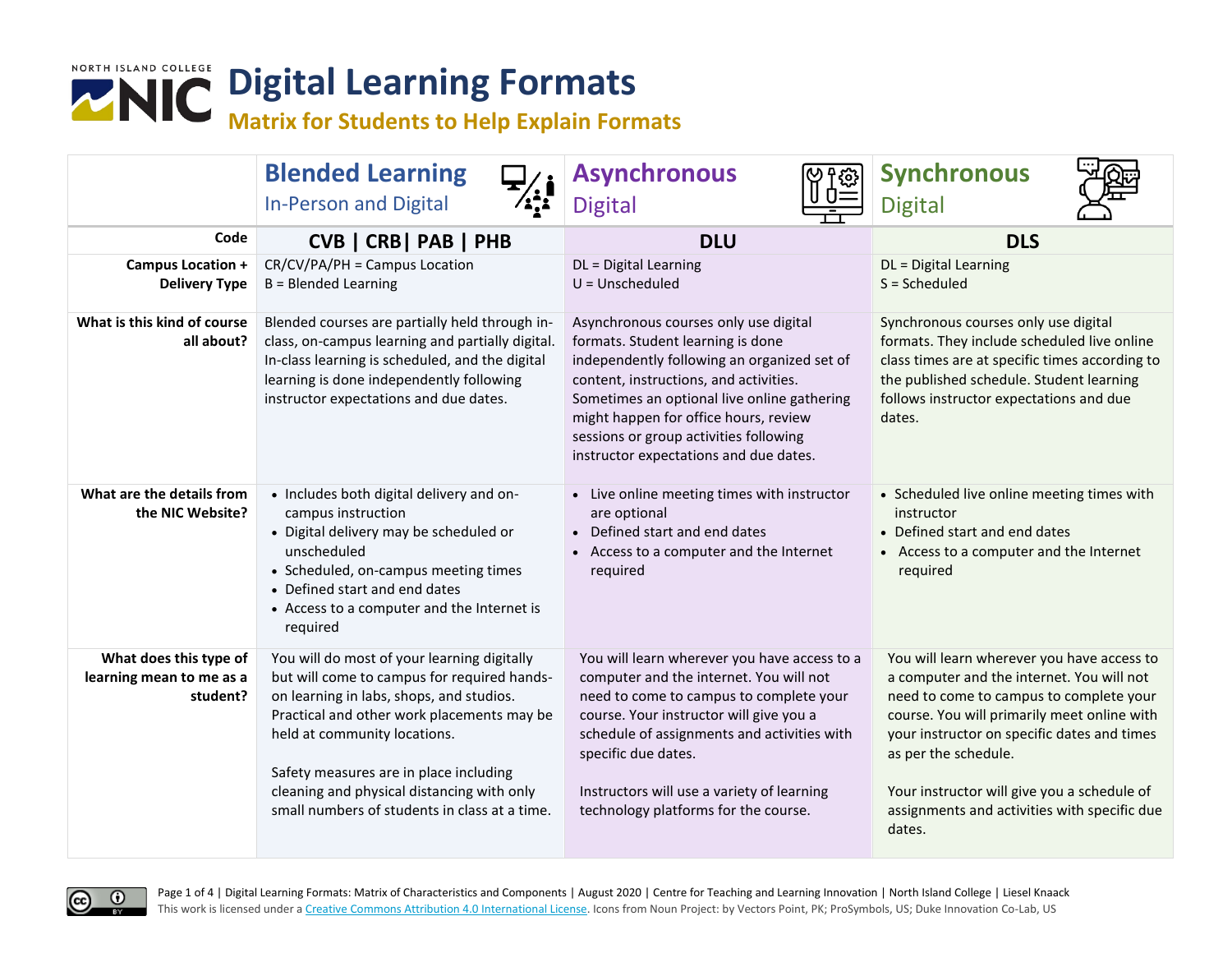NORTH ISLAND COLLEGE

# Digital Learning Formats

## Matrix for Students to Help Explain Formats

| | **Blended Learning** In-Person and Digital | **Asynchronous** Digital | **Synchronous** Digital |
|---|---|---|---|
| **Code** | **CVB \| CRB\| PAB \| PHB** | **DLU** | **DLS** |
| **Campus Location + Delivery Type** | CR/CV/PA/PH = Campus Location<br>B = Blended Learning | DL = Digital Learning<br>U = Unscheduled | DL = Digital Learning<br>S = Scheduled |
| **What is this kind of course all about?** | Blended courses are partially held through in-class, on-campus learning and partially digital. In-class learning is scheduled, and the digital learning is done independently following instructor expectations and due dates. | Asynchronous courses only use digital formats. Student learning is done independently following an organized set of content, instructions, and activities. Sometimes an optional live online gathering might happen for office hours, review sessions or group activities following instructor expectations and due dates. | Synchronous courses only use digital formats. They include scheduled live online class times are at specific times according to the published schedule. Student learning follows instructor expectations and due dates. |
| **What are the details from the NIC Website?** | • Includes both digital delivery and on-campus instruction<br>• Digital delivery may be scheduled or unscheduled<br>• Scheduled, on-campus meeting times<br>• Defined start and end dates<br>• Access to a computer and the Internet is required | • Live online meeting times with instructor are optional<br>• Defined start and end dates<br>• Access to a computer and the Internet required | • Scheduled live online meeting times with instructor<br>• Defined start and end dates<br>• Access to a computer and the Internet required |
| **What does this type of learning mean to me as a student?** | You will do most of your learning digitally but will come to campus for required hands-on learning in labs, shops, and studios. Practical and other work placements may be held at community locations.<br><br>Safety measures are in place including cleaning and physical distancing with only small numbers of students in class at a time. | You will learn wherever you have access to a computer and the internet. You will not need to come to campus to complete your course. Your instructor will give you a schedule of assignments and activities with specific due dates.<br><br>Instructors will use a variety of learning technology platforms for the course. | You will learn wherever you have access to a computer and the internet. You will not need to come to campus to complete your course. You will primarily meet online with your instructor on specific dates and times as per the schedule.<br><br>Your instructor will give you a schedule of assignments and activities with specific due dates. |

Digital Learning Formats: Matrix of Characteristics and Components | August 2020 | Centre for Teaching and Learning Innovation | North Island College | Liesel Knaack
This work is licensed under a Creative Commons Attribution 4.0 International License. Icons from Noun Project: by Vectors Point, PK; ProSymbols, US; Duke Innovation Co-Lab, US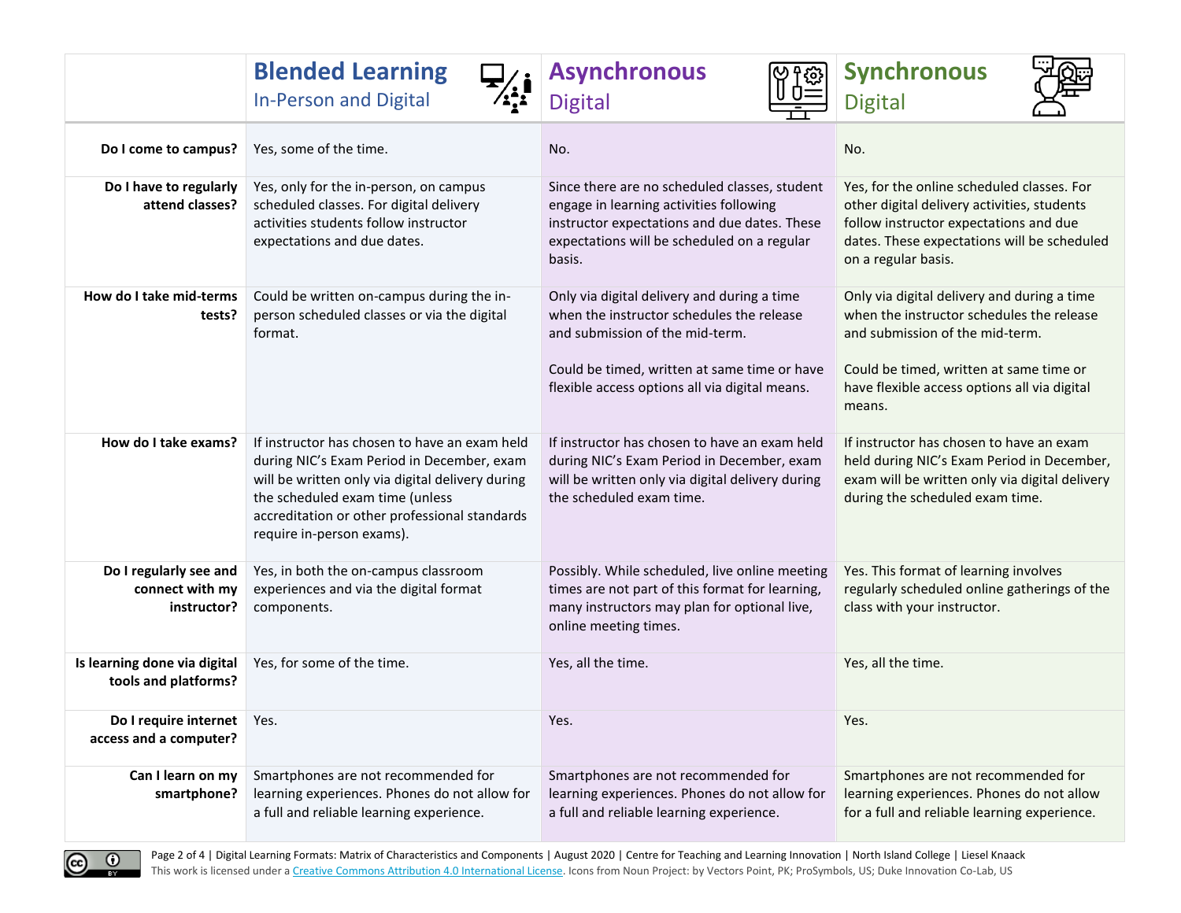| | **Blended Learning** In-Person and Digital | **Asynchronous** Digital | **Synchronous** Digital |
|---|---|---|---|
| **Do I come to campus?** | Yes, some of the time. | No. | No. |
| **Do I have to regularly attend classes?** | Yes, only for the in-person, on campus scheduled classes. For digital delivery activities students follow instructor expectations and due dates. | Since there are no scheduled classes, student engage in learning activities following instructor expectations and due dates. These expectations will be scheduled on a regular basis. | Yes, for the online scheduled classes. For other digital delivery activities, students follow instructor expectations and due dates. These expectations will be scheduled on a regular basis. |
| **How do I take mid-terms tests?** | Could be written on-campus during the in-person scheduled classes or via the digital format. | Only via digital delivery and during a time when the instructor schedules the release and submission of the mid-term.<br><br>Could be timed, written at same time or have flexible access options all via digital means. | Only via digital delivery and during a time when the instructor schedules the release and submission of the mid-term.<br><br>Could be timed, written at same time or have flexible access options all via digital means. |
| **How do I take exams?** | If instructor has chosen to have an exam held during NIC's Exam Period in December, exam will be written only via digital delivery during the scheduled exam time (unless accreditation or other professional standards require in-person exams). | If instructor has chosen to have an exam held during NIC's Exam Period in December, exam will be written only via digital delivery during the scheduled exam time. | If instructor has chosen to have an exam held during NIC's Exam Period in December, exam will be written only via digital delivery during the scheduled exam time. |
| **Do I regularly see and connect with my instructor?** | Yes, in both the on-campus classroom experiences and via the digital format components. | Possibly. While scheduled, live online meeting times are not part of this format for learning, many instructors may plan for optional live, online meeting times. | Yes. This format of learning involves regularly scheduled online gatherings of the class with your instructor. |
| **Is learning done via digital tools and platforms?** | Yes, for some of the time. | Yes, all the time. | Yes, all the time. |
| **Do I require internet access and a computer?** | Yes. | Yes. | Yes. |
| **Can I learn on my smartphone?** | Smartphones are not recommended for learning experiences. Phones do not allow for a full and reliable learning experience. | Smartphones are not recommended for learning experiences. Phones do not allow for a full and reliable learning experience. | Smartphones are not recommended for learning experiences. Phones do not allow for a full and reliable learning experience. |

Digital Learning Formats: Matrix of Characteristics and Components | August 2020 | Centre for Teaching and Learning Innovation | North Island College | Liesel Knaack
This work is licensed under a Creative Commons Attribution 4.0 International License. Icons from Noun Project: by Vectors Point, PK; ProSymbols, US; Duke Innovation Co-Lab, US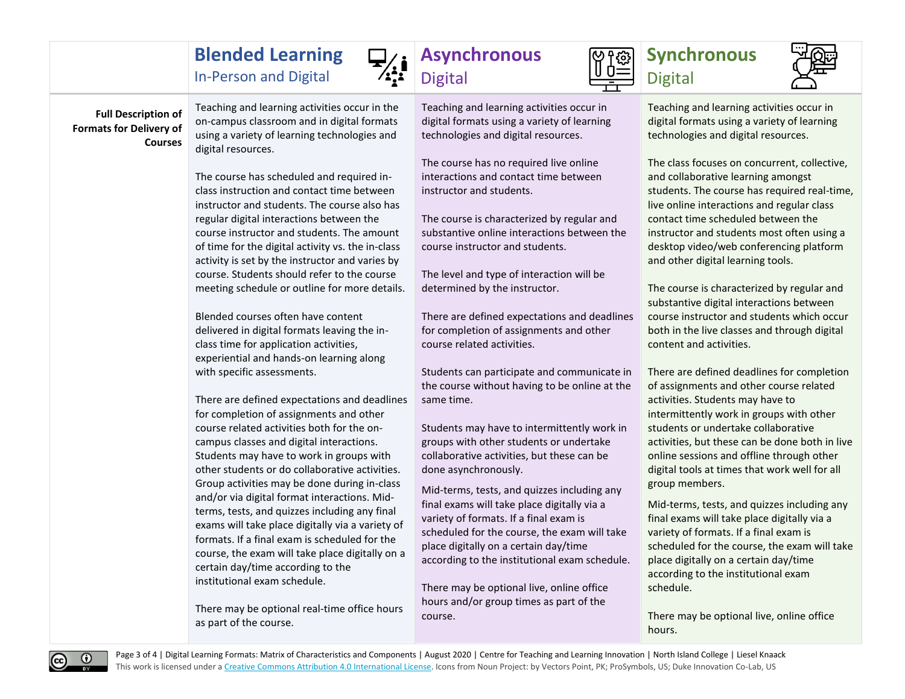| | **Blended Learning** In-Person and Digital | **Asynchronous** Digital | **Synchronous** Digital |
|---|---|---|---|
| **Full Description of Formats for Delivery of Courses** | Teaching and learning activities occur in the on-campus classroom and in digital formats using a variety of learning technologies and digital resources.<br><br>The course has scheduled and required in-class instruction and contact time between instructor and students. The course also has regular digital interactions between the course instructor and students. The amount of time for the digital activity vs. the in-class activity is set by the instructor and varies by course. Students should refer to the course meeting schedule or outline for more details.<br><br>Blended courses often have content delivered in digital formats leaving the in-class time for application activities, experiential and hands-on learning along with specific assessments.<br><br>There are defined expectations and deadlines for completion of assignments and other course related activities both for the on-campus classes and digital interactions. Students may have to work in groups with other students or do collaborative activities. Group activities may be done during in-class and/or via digital format interactions. Mid-terms, tests, and quizzes including any final exams will take place digitally via a variety of formats. If a final exam is scheduled for the course, the exam will take place digitally on a certain day/time according to the institutional exam schedule.<br><br>There may be optional real-time office hours as part of the course. | Teaching and learning activities occur in digital formats using a variety of learning technologies and digital resources.<br><br>The course has no required live online interactions and contact time between instructor and students.<br><br>The course is characterized by regular and substantive online interactions between the course instructor and students.<br><br>The level and type of interaction will be determined by the instructor.<br><br>There are defined expectations and deadlines for completion of assignments and other course related activities.<br><br>Students can participate and communicate in the course without having to be online at the same time.<br><br>Students may have to intermittently work in groups with other students or undertake collaborative activities, but these can be done asynchronously.<br><br>Mid-terms, tests, and quizzes including any final exams will take place digitally via a variety of formats. If a final exam is scheduled for the course, the exam will take place digitally on a certain day/time according to the institutional exam schedule.<br><br>There may be optional live, online office hours and/or group times as part of the course. | Teaching and learning activities occur in digital formats using a variety of learning technologies and digital resources.<br><br>The class focuses on concurrent, collective, and collaborative learning amongst students. The course has required real-time, live online interactions and regular class contact time scheduled between the instructor and students most often using a desktop video/web conferencing platform and other digital learning tools.<br><br>The course is characterized by regular and substantive digital interactions between course instructor and students which occur both in the live classes and through digital content and activities.<br><br>There are defined deadlines for completion of assignments and other course related activities. Students may have to intermittently work in groups with other students or undertake collaborative activities, but these can be done both in live online sessions and offline through other digital tools at times that work well for all group members.<br><br>Mid-terms, tests, and quizzes including any final exams will take place digitally via a variety of formats. If a final exam is scheduled for the course, the exam will take place digitally on a certain day/time according to the institutional exam schedule.<br><br>There may be optional live, online office hours. |

Digital Learning Formats: Matrix of Characteristics and Components | August 2020 | Centre for Teaching and Learning Innovation | North Island College | Liesel Knaack
This work is licensed under a Creative Commons Attribution 4.0 International License. Icons from Noun Project: by Vectors Point, PK; ProSymbols, US; Duke Innovation Co-Lab, US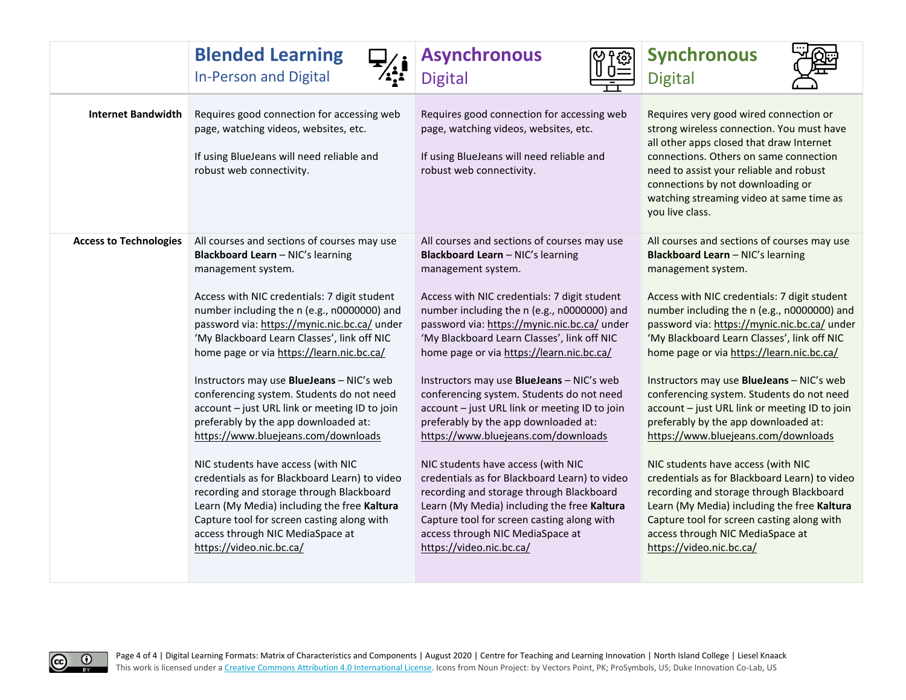| | **Blended Learning** In-Person and Digital | **Asynchronous** Digital | **Synchronous** Digital |
|---|---|---|---|
| **Internet Bandwidth** | Requires good connection for accessing web page, watching videos, websites, etc.<br><br>If using BlueJeans will need reliable and robust web connectivity. | Requires good connection for accessing web page, watching videos, websites, etc.<br><br>If using BlueJeans will need reliable and robust web connectivity. | Requires very good wired connection or strong wireless connection. You must have all other apps closed that draw Internet connections. Others on same connection need to assist your reliable and robust connections by not downloading or watching streaming video at same time as you live class. |
| **Access to Technologies** | All courses and sections of courses may use **Blackboard Learn** – NIC's learning management system.<br><br>Access with NIC credentials: 7 digit student number including the n (e.g., n0000000) and password via: https://mynic.nic.bc.ca/ under 'My Blackboard Learn Classes', link off NIC home page or via https://learn.nic.bc.ca/<br><br>Instructors may use **BlueJeans** – NIC's web conferencing system. Students do not need account – just URL link or meeting ID to join preferably by the app downloaded at: https://www.bluejeans.com/downloads<br><br>NIC students have access (with NIC credentials as for Blackboard Learn) to video recording and storage through Blackboard Learn (My Media) including the free **Kaltura** Capture tool for screen casting along with access through NIC MediaSpace at https://video.nic.bc.ca/ | All courses and sections of courses may use **Blackboard Learn** – NIC's learning management system.<br><br>Access with NIC credentials: 7 digit student number including the n (e.g., n0000000) and password via: https://mynic.nic.bc.ca/ under 'My Blackboard Learn Classes', link off NIC home page or via https://learn.nic.bc.ca/<br><br>Instructors may use **BlueJeans** – NIC's web conferencing system. Students do not need account – just URL link or meeting ID to join preferably by the app downloaded at: https://www.bluejeans.com/downloads<br><br>NIC students have access (with NIC credentials as for Blackboard Learn) to video recording and storage through Blackboard Learn (My Media) including the free **Kaltura** Capture tool for screen casting along with access through NIC MediaSpace at https://video.nic.bc.ca/ | All courses and sections of courses may use **Blackboard Learn** – NIC's learning management system.<br><br>Access with NIC credentials: 7 digit student number including the n (e.g., n0000000) and password via: https://mynic.nic.bc.ca/ under 'My Blackboard Learn Classes', link off NIC home page or via https://learn.nic.bc.ca/<br><br>Instructors may use **BlueJeans** – NIC's web conferencing system. Students do not need account – just URL link or meeting ID to join preferably by the app downloaded at: https://www.bluejeans.com/downloads<br><br>NIC students have access (with NIC credentials as for Blackboard Learn) to video recording and storage through Blackboard Learn (My Media) including the free **Kaltura** Capture tool for screen casting along with access through NIC MediaSpace at https://video.nic.bc.ca/ |

This work is licensed under a Creative Commons Attribution 4.0 International License. Icons from Noun Project: by Vectors Point, PK; ProSymbols, US; Duke Innovation Co-Lab, US